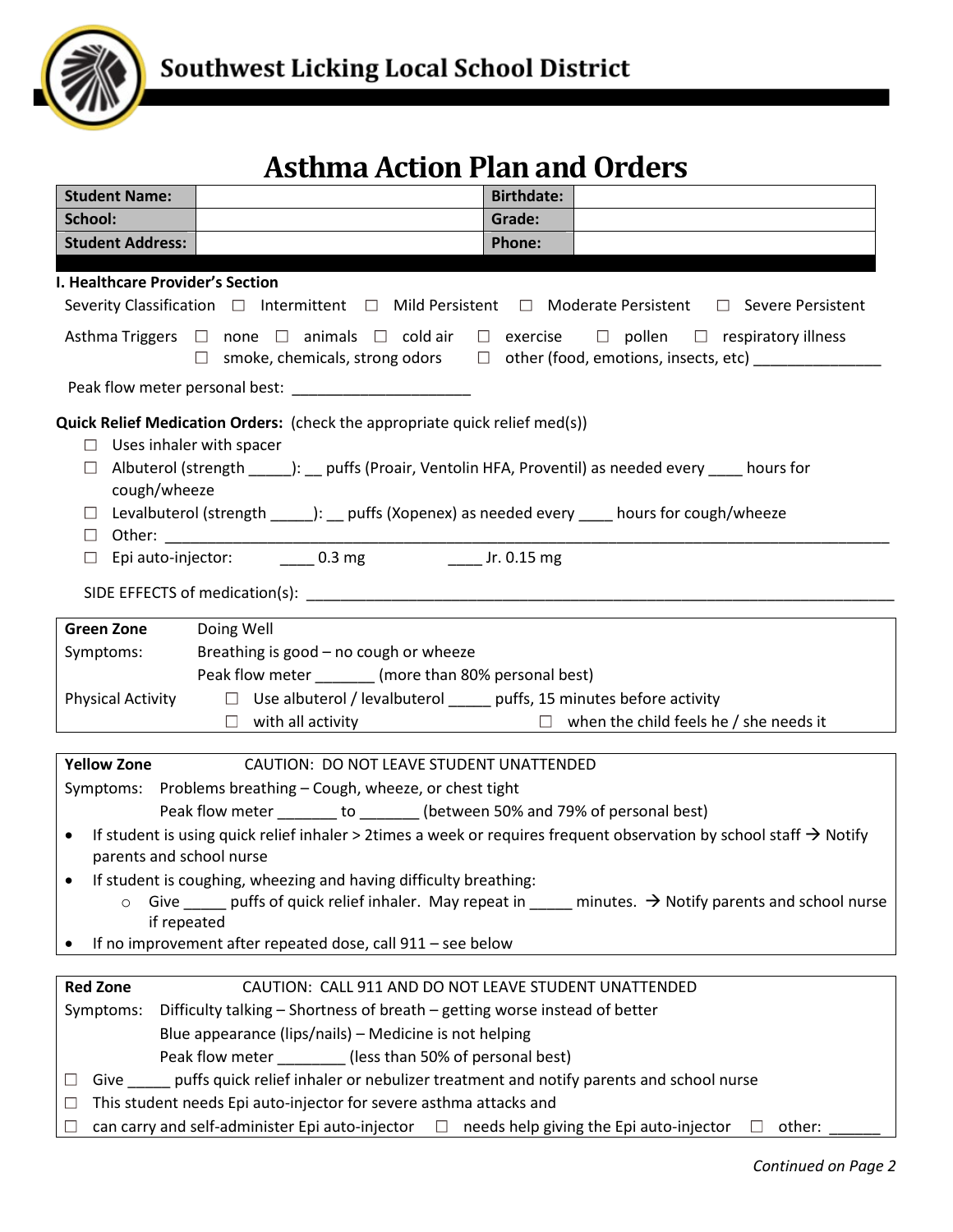**Southwest Licking Local School District**

# Asthma Action Plan and Orders

| **Student Name:** | | **Birthdate:** | |
|---|---|---|---|
| **School:** | | **Grade:** | |
| **Student Address:** | | **Phone:** | |

## I. Healthcare Provider's Section

Severity Classification ☐ Intermittent ☐ Mild Persistent ☐ Moderate Persistent ☐ Severe Persistent

Asthma Triggers ☐ none ☐ animals ☐ cold air ☐ exercise ☐ pollen ☐ respiratory illness
☐ smoke, chemicals, strong odors ☐ other (food, emotions, insects, etc) _______________

Peak flow meter personal best: _____________________

**Quick Relief Medication Orders:** (check the appropriate quick relief med(s))

- ☐ Uses inhaler with spacer
- ☐ Albuterol (strength _____): __ puffs (Proair, Ventolin HFA, Proventil) as needed every ____ hours for cough/wheeze
- ☐ Levalbuterol (strength _____): __ puffs (Xopenex) as needed every ____ hours for cough/wheeze
- ☐ Other: ____________________________________________________________________________________
- ☐ Epi auto-injector: ____ 0.3 mg ____ Jr. 0.15 mg

SIDE EFFECTS of medication(s): ________________________________________________________________________

**Green Zone** Doing Well

Symptoms: Breathing is good – no cough or wheeze

Peak flow meter _______ (more than 80% personal best)

Physical Activity ☐ Use albuterol / levalbuterol _____ puffs, 15 minutes before activity
☐ with all activity ☐ when the child feels he / she needs it

**Yellow Zone** CAUTION: DO NOT LEAVE STUDENT UNATTENDED

Symptoms: Problems breathing – Cough, wheeze, or chest tight

Peak flow meter _______ to _______ (between 50% and 79% of personal best)

- If student is using quick relief inhaler > 2times a week or requires frequent observation by school staff → Notify parents and school nurse
- If student is coughing, wheezing and having difficulty breathing:
  - Give _____ puffs of quick relief inhaler. May repeat in _____ minutes. → Notify parents and school nurse if repeated
- If no improvement after repeated dose, call 911 – see below

**Red Zone** CAUTION: CALL 911 AND DO NOT LEAVE STUDENT UNATTENDED

Symptoms: Difficulty talking – Shortness of breath – getting worse instead of better

Blue appearance (lips/nails) – Medicine is not helping

Peak flow meter ________ (less than 50% of personal best)

- ☐ Give _____ puffs quick relief inhaler or nebulizer treatment and notify parents and school nurse
- ☐ This student needs Epi auto-injector for severe asthma attacks and
- ☐ can carry and self-administer Epi auto-injector ☐ needs help giving the Epi auto-injector ☐ other: ______

*Continued on Page 2*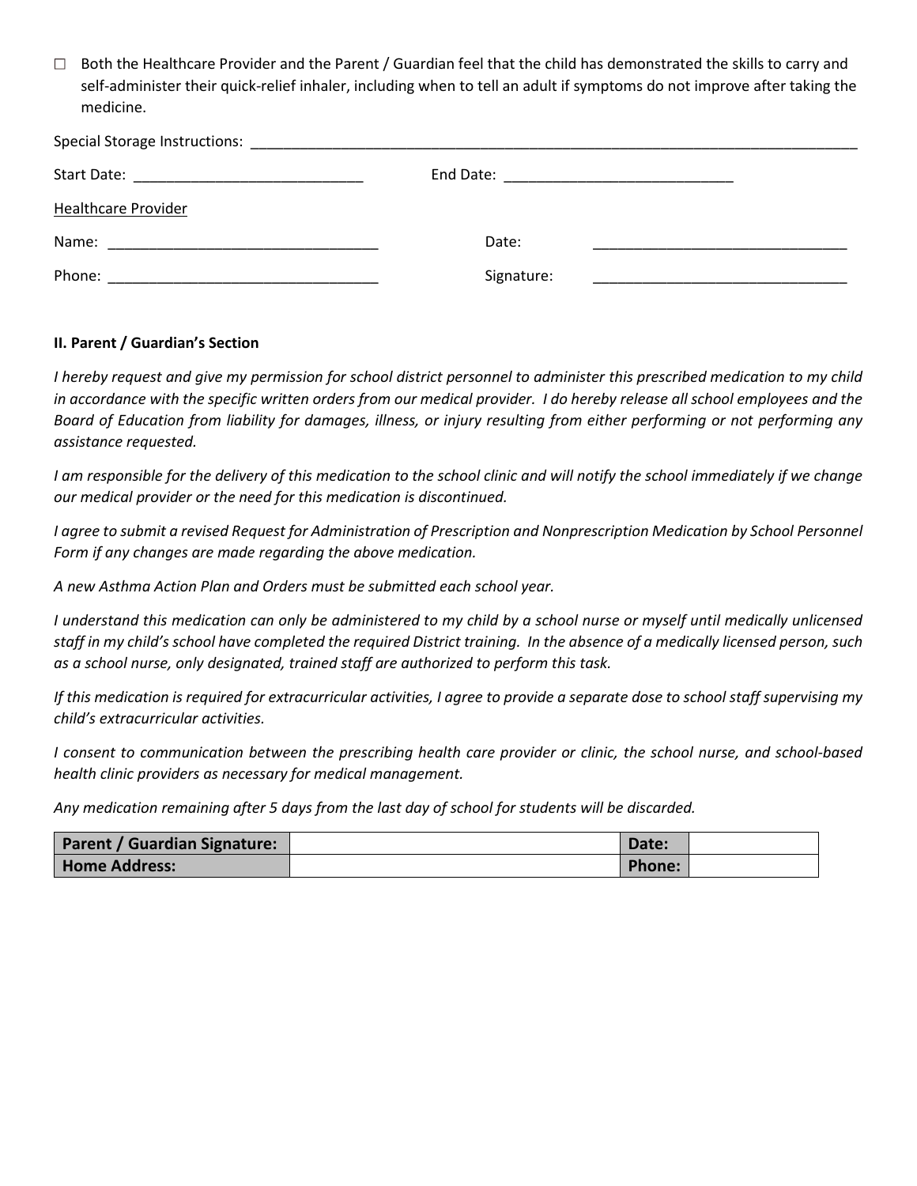☐ Both the Healthcare Provider and the Parent / Guardian feel that the child has demonstrated the skills to carry and self-administer their quick-relief inhaler, including when to tell an adult if symptoms do not improve after taking the medicine.

Special Storage Instructions: ______________________________________________________________________________

Start Date: _____________________________ End Date: _____________________________

<u>Healthcare Provider</u>

Name: _________________________________ Date: _______________________________

Phone: _________________________________ Signature: _______________________________

**II. Parent / Guardian's Section**

*I hereby request and give my permission for school district personnel to administer this prescribed medication to my child in accordance with the specific written orders from our medical provider. I do hereby release all school employees and the Board of Education from liability for damages, illness, or injury resulting from either performing or not performing any assistance requested.*

*I am responsible for the delivery of this medication to the school clinic and will notify the school immediately if we change our medical provider or the need for this medication is discontinued.*

*I agree to submit a revised Request for Administration of Prescription and Nonprescription Medication by School Personnel Form if any changes are made regarding the above medication.*

*A new Asthma Action Plan and Orders must be submitted each school year.*

*I understand this medication can only be administered to my child by a school nurse or myself until medically unlicensed staff in my child's school have completed the required District training. In the absence of a medically licensed person, such as a school nurse, only designated, trained staff are authorized to perform this task.*

*If this medication is required for extracurricular activities, I agree to provide a separate dose to school staff supervising my child's extracurricular activities.*

*I consent to communication between the prescribing health care provider or clinic, the school nurse, and school-based health clinic providers as necessary for medical management.*

*Any medication remaining after 5 days from the last day of school for students will be discarded.*

| | | | |
|---|---|---|---|
| **Parent / Guardian Signature:** | | **Date:** | |
| **Home Address:** | | **Phone:** | |